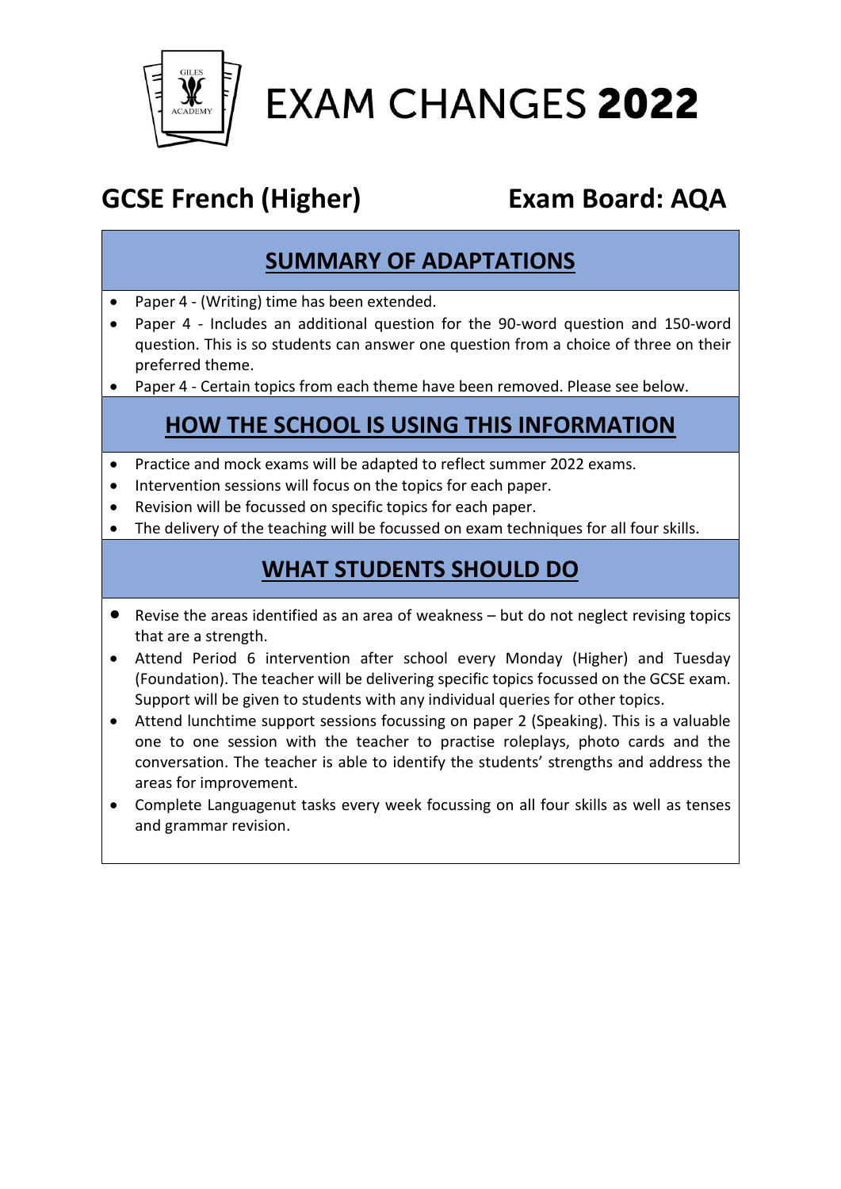# EXAM CHANGES **2022**

## GCSE French (Higher) Exam Board: AQA

## SUMMARY OF ADAPTATIONS

- Paper 4 - (Writing) time has been extended.
- Paper 4 - Includes an additional question for the 90-word question and 150-word question. This is so students can answer one question from a choice of three on their preferred theme.
- Paper 4 - Certain topics from each theme have been removed. Please see below.

## HOW THE SCHOOL IS USING THIS INFORMATION

- Practice and mock exams will be adapted to reflect summer 2022 exams.
- Intervention sessions will focus on the topics for each paper.
- Revision will be focussed on specific topics for each paper.
- The delivery of the teaching will be focussed on exam techniques for all four skills.

## WHAT STUDENTS SHOULD DO

- Revise the areas identified as an area of weakness – but do not neglect revising topics that are a strength.
- Attend Period 6 intervention after school every Monday (Higher) and Tuesday (Foundation). The teacher will be delivering specific topics focussed on the GCSE exam. Support will be given to students with any individual queries for other topics.
- Attend lunchtime support sessions focussing on paper 2 (Speaking). This is a valuable one to one session with the teacher to practise roleplays, photo cards and the conversation. The teacher is able to identify the students' strengths and address the areas for improvement.
- Complete Languagenut tasks every week focussing on all four skills as well as tenses and grammar revision.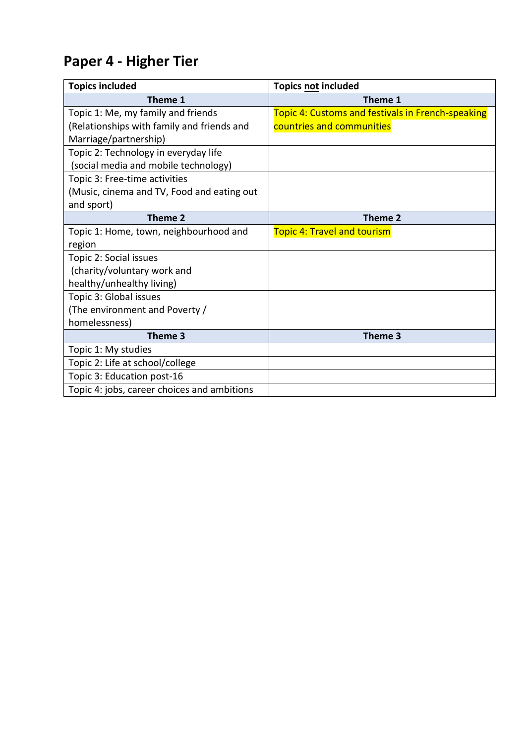## Paper 4 - Higher Tier

| **Topics included** | **Topics not included** |
|---|---|
| **Theme 1** | **Theme 1** |
| Topic 1: Me, my family and friends (Relationships with family and friends and Marriage/partnership) | Topic 4: Customs and festivals in French-speaking countries and communities |
| Topic 2: Technology in everyday life (social media and mobile technology) | |
| Topic 3: Free-time activities (Music, cinema and TV, Food and eating out and sport) | |
| **Theme 2** | **Theme 2** |
| Topic 1: Home, town, neighbourhood and region | Topic 4: Travel and tourism |
| Topic 2: Social issues (charity/voluntary work and healthy/unhealthy living) | |
| Topic 3: Global issues (The environment and Poverty / homelessness) | |
| **Theme 3** | **Theme 3** |
| Topic 1: My studies | |
| Topic 2: Life at school/college | |
| Topic 3: Education post-16 | |
| Topic 4: jobs, career choices and ambitions | |